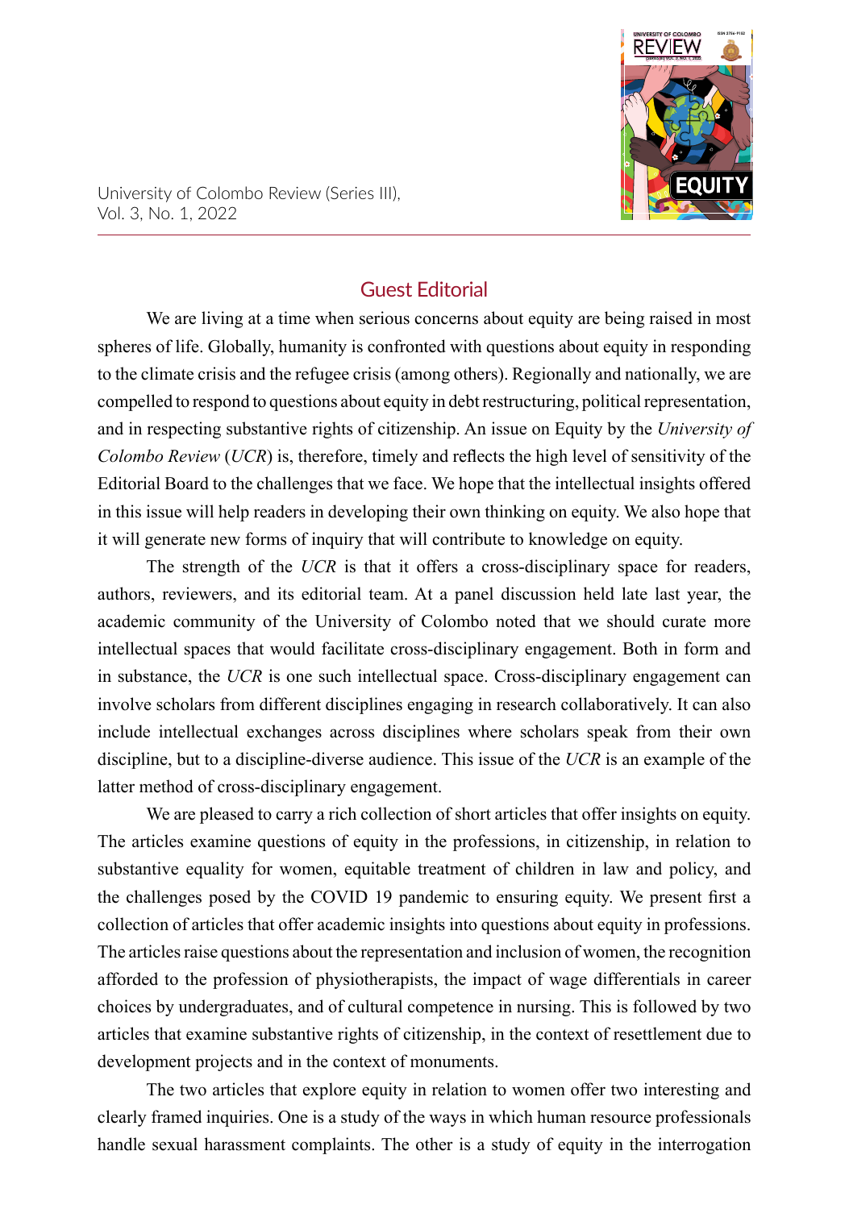## Guest Editorial

We are living at a time when serious concerns about equity are being raised in most spheres of life. Globally, humanity is confronted with questions about equity in responding to the climate crisis and the refugee crisis (among others). Regionally and nationally, we are compelled to respond to questions about equity in debt restructuring, political representation, and in respecting substantive rights of citizenship. An issue on Equity by the *University of Colombo Review* (*UCR*) is, therefore, timely and reflects the high level of sensitivity of the Editorial Board to the challenges that we face. We hope that the intellectual insights offered in this issue will help readers in developing their own thinking on equity. We also hope that it will generate new forms of inquiry that will contribute to knowledge on equity.

The strength of the *UCR* is that it offers a cross-disciplinary space for readers, authors, reviewers, and its editorial team. At a panel discussion held late last year, the academic community of the University of Colombo noted that we should curate more intellectual spaces that would facilitate cross-disciplinary engagement. Both in form and in substance, the *UCR* is one such intellectual space. Cross-disciplinary engagement can involve scholars from different disciplines engaging in research collaboratively. It can also include intellectual exchanges across disciplines where scholars speak from their own discipline, but to a discipline-diverse audience. This issue of the *UCR* is an example of the latter method of cross-disciplinary engagement.

We are pleased to carry a rich collection of short articles that offer insights on equity. The articles examine questions of equity in the professions, in citizenship, in relation to substantive equality for women, equitable treatment of children in law and policy, and the challenges posed by the COVID 19 pandemic to ensuring equity. We present first a collection of articles that offer academic insights into questions about equity in professions. The articles raise questions about the representation and inclusion of women, the recognition afforded to the profession of physiotherapists, the impact of wage differentials in career choices by undergraduates, and of cultural competence in nursing. This is followed by two articles that examine substantive rights of citizenship, in the context of resettlement due to development projects and in the context of monuments.

The two articles that explore equity in relation to women offer two interesting and clearly framed inquiries. One is a study of the ways in which human resource professionals handle sexual harassment complaints. The other is a study of equity in the interrogation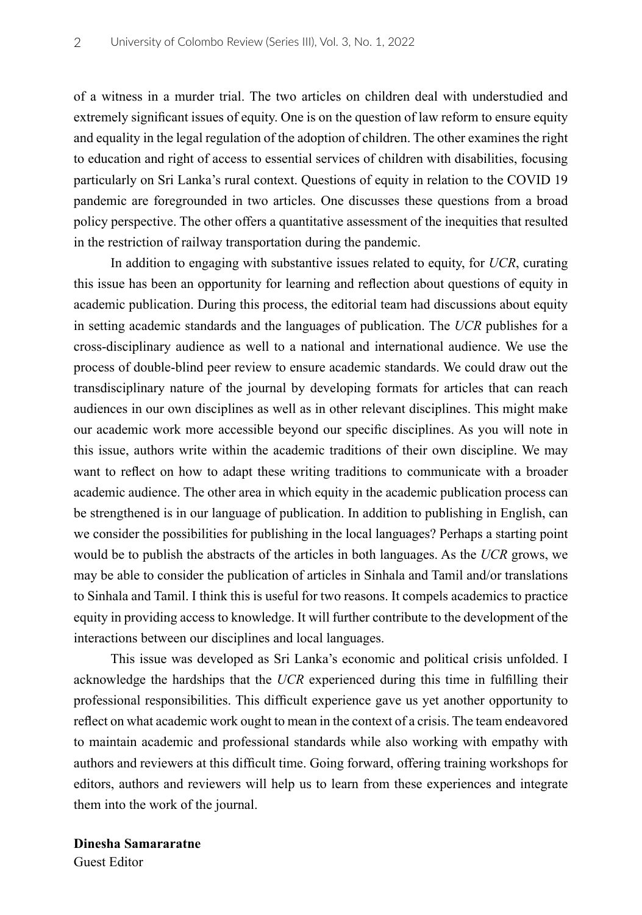of a witness in a murder trial. The two articles on children deal with understudied and extremely significant issues of equity. One is on the question of law reform to ensure equity and equality in the legal regulation of the adoption of children. The other examines the right to education and right of access to essential services of children with disabilities, focusing particularly on Sri Lanka's rural context. Questions of equity in relation to the COVID 19 pandemic are foregrounded in two articles. One discusses these questions from a broad policy perspective. The other offers a quantitative assessment of the inequities that resulted in the restriction of railway transportation during the pandemic.

In addition to engaging with substantive issues related to equity, for *UCR*, curating this issue has been an opportunity for learning and reflection about questions of equity in academic publication. During this process, the editorial team had discussions about equity in setting academic standards and the languages of publication. The *UCR* publishes for a cross-disciplinary audience as well to a national and international audience. We use the process of double-blind peer review to ensure academic standards. We could draw out the transdisciplinary nature of the journal by developing formats for articles that can reach audiences in our own disciplines as well as in other relevant disciplines. This might make our academic work more accessible beyond our specific disciplines. As you will note in this issue, authors write within the academic traditions of their own discipline. We may want to reflect on how to adapt these writing traditions to communicate with a broader academic audience. The other area in which equity in the academic publication process can be strengthened is in our language of publication. In addition to publishing in English, can we consider the possibilities for publishing in the local languages? Perhaps a starting point would be to publish the abstracts of the articles in both languages. As the *UCR* grows, we may be able to consider the publication of articles in Sinhala and Tamil and/or translations to Sinhala and Tamil. I think this is useful for two reasons. It compels academics to practice equity in providing access to knowledge. It will further contribute to the development of the interactions between our disciplines and local languages.

This issue was developed as Sri Lanka's economic and political crisis unfolded. I acknowledge the hardships that the *UCR* experienced during this time in fulfilling their professional responsibilities. This difficult experience gave us yet another opportunity to reflect on what academic work ought to mean in the context of a crisis. The team endeavored to maintain academic and professional standards while also working with empathy with authors and reviewers at this difficult time. Going forward, offering training workshops for editors, authors and reviewers will help us to learn from these experiences and integrate them into the work of the journal.

**Dinesha Samararatne**
Guest Editor